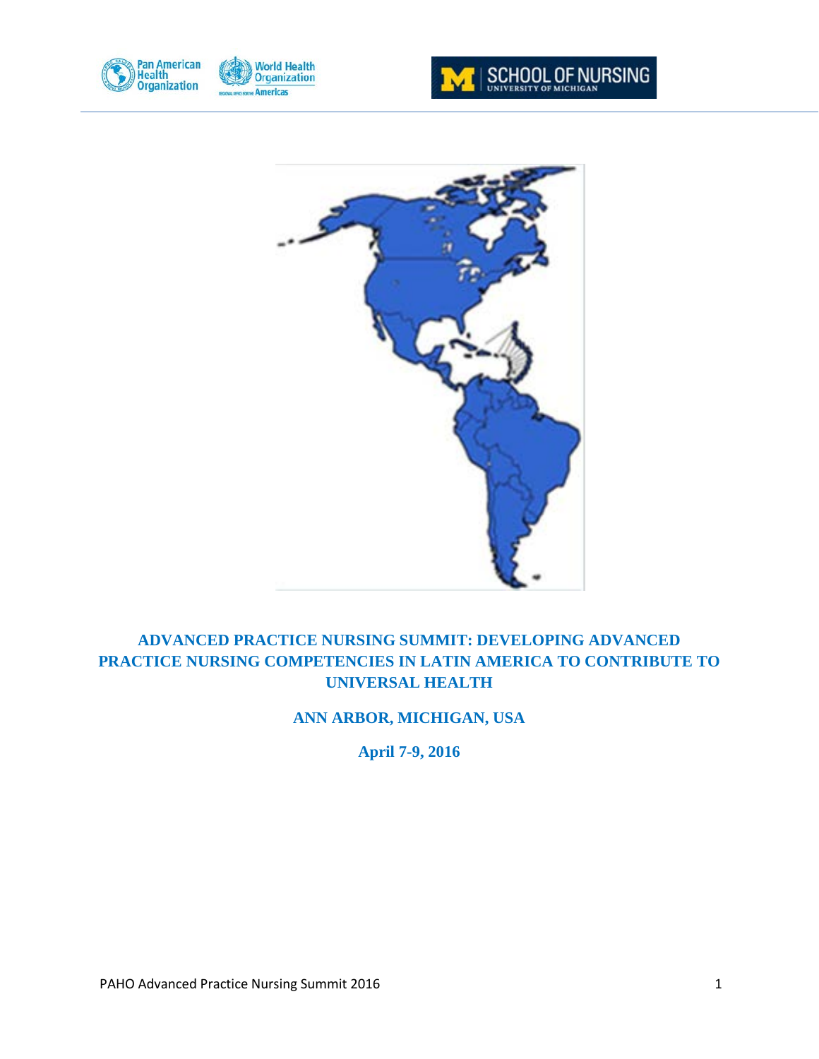# ADVANCED PRACTICE NURSING SUMMIT: DEVELOPING ADVANCED PRACTICE NURSING COMPETENCIES IN LATIN AMERICA TO CONTRIBUTE TO UNIVERSAL HEALTH

**ANN ARBOR, MICHIGAN, USA**

**April 7-9, 2016**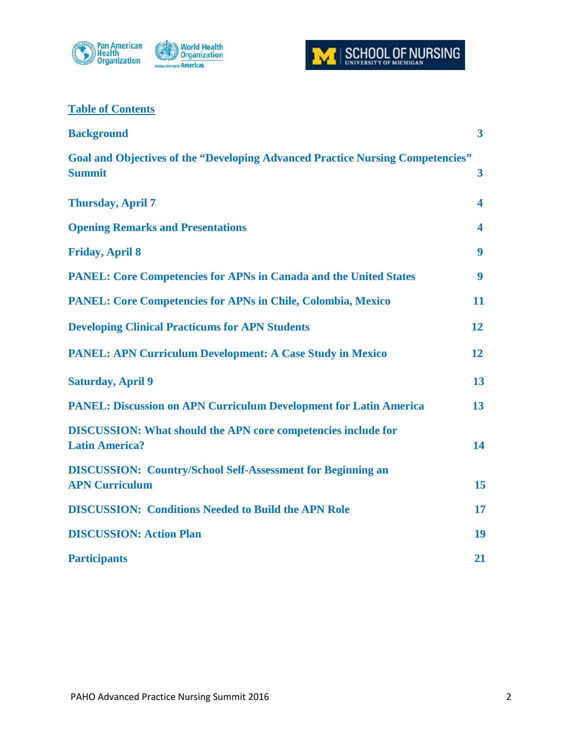## Table of Contents

| | |
|---|---|
| **Background** | **3** |
| **Goal and Objectives of the "Developing Advanced Practice Nursing Competencies" Summit** | **3** |
| **Thursday, April 7** | **4** |
| **Opening Remarks and Presentations** | **4** |
| **Friday, April 8** | **9** |
| **PANEL: Core Competencies for APNs in Canada and the United States** | **9** |
| **PANEL: Core Competencies for APNs in Chile, Colombia, Mexico** | **11** |
| **Developing Clinical Practicums for APN Students** | **12** |
| **PANEL: APN Curriculum Development: A Case Study in Mexico** | **12** |
| **Saturday, April 9** | **13** |
| **PANEL: Discussion on APN Curriculum Development for Latin America** | **13** |
| **DISCUSSION: What should the APN core competencies include for Latin America?** | **14** |
| **DISCUSSION: Country/School Self-Assessment for Beginning an APN Curriculum** | **15** |
| **DISCUSSION: Conditions Needed to Build the APN Role** | **17** |
| **DISCUSSION: Action Plan** | **19** |
| **Participants** | **21** |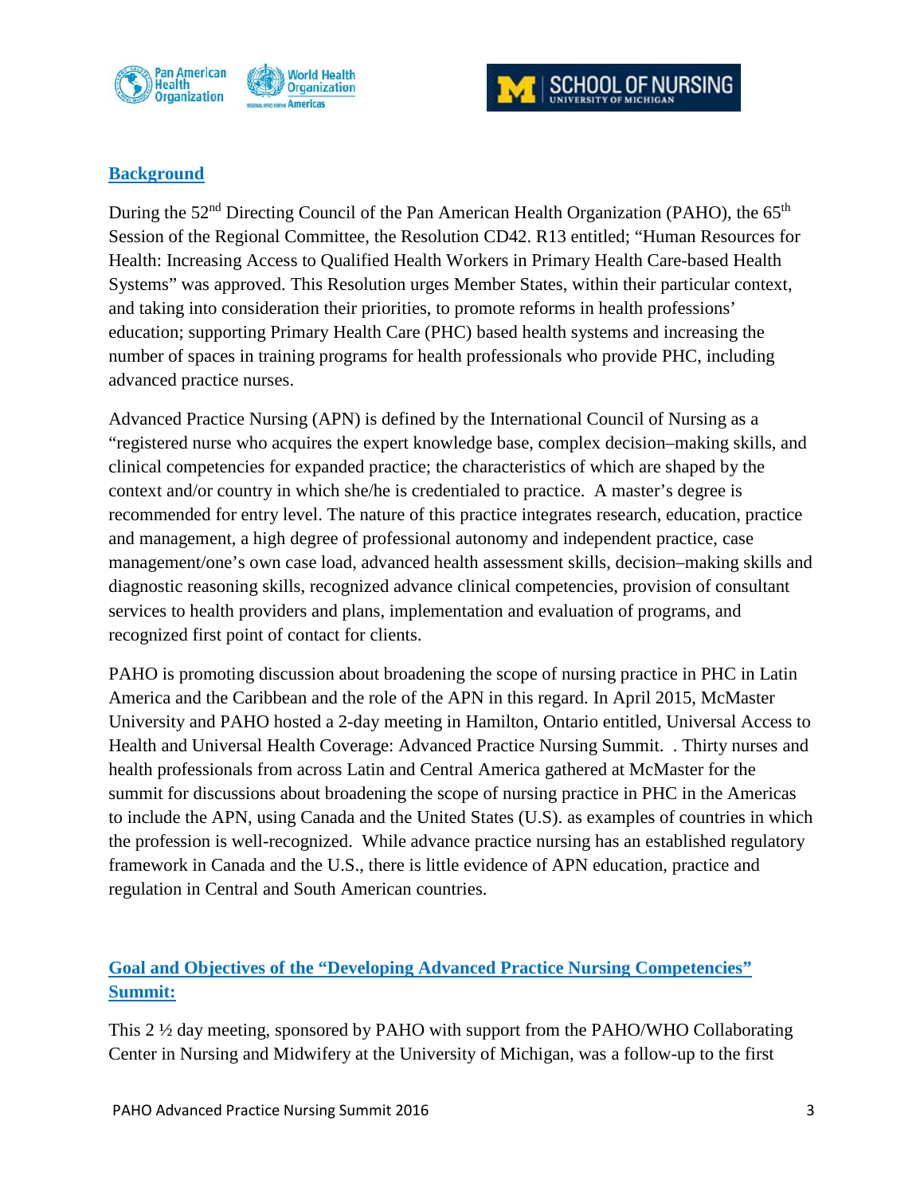## Background

During the 52nd Directing Council of the Pan American Health Organization (PAHO), the 65th Session of the Regional Committee, the Resolution CD42. R13 entitled; "Human Resources for Health: Increasing Access to Qualified Health Workers in Primary Health Care-based Health Systems" was approved. This Resolution urges Member States, within their particular context, and taking into consideration their priorities, to promote reforms in health professions' education; supporting Primary Health Care (PHC) based health systems and increasing the number of spaces in training programs for health professionals who provide PHC, including advanced practice nurses.

Advanced Practice Nursing (APN) is defined by the International Council of Nursing as a "registered nurse who acquires the expert knowledge base, complex decision–making skills, and clinical competencies for expanded practice; the characteristics of which are shaped by the context and/or country in which she/he is credentialed to practice. A master's degree is recommended for entry level. The nature of this practice integrates research, education, practice and management, a high degree of professional autonomy and independent practice, case management/one's own case load, advanced health assessment skills, decision–making skills and diagnostic reasoning skills, recognized advance clinical competencies, provision of consultant services to health providers and plans, implementation and evaluation of programs, and recognized first point of contact for clients.

PAHO is promoting discussion about broadening the scope of nursing practice in PHC in Latin America and the Caribbean and the role of the APN in this regard. In April 2015, McMaster University and PAHO hosted a 2-day meeting in Hamilton, Ontario entitled, Universal Access to Health and Universal Health Coverage: Advanced Practice Nursing Summit. . Thirty nurses and health professionals from across Latin and Central America gathered at McMaster for the summit for discussions about broadening the scope of nursing practice in PHC in the Americas to include the APN, using Canada and the United States (U.S). as examples of countries in which the profession is well-recognized. While advance practice nursing has an established regulatory framework in Canada and the U.S., there is little evidence of APN education, practice and regulation in Central and South American countries.

## Goal and Objectives of the "Developing Advanced Practice Nursing Competencies" Summit:

This 2 ½ day meeting, sponsored by PAHO with support from the PAHO/WHO Collaborating Center in Nursing and Midwifery at the University of Michigan, was a follow-up to the first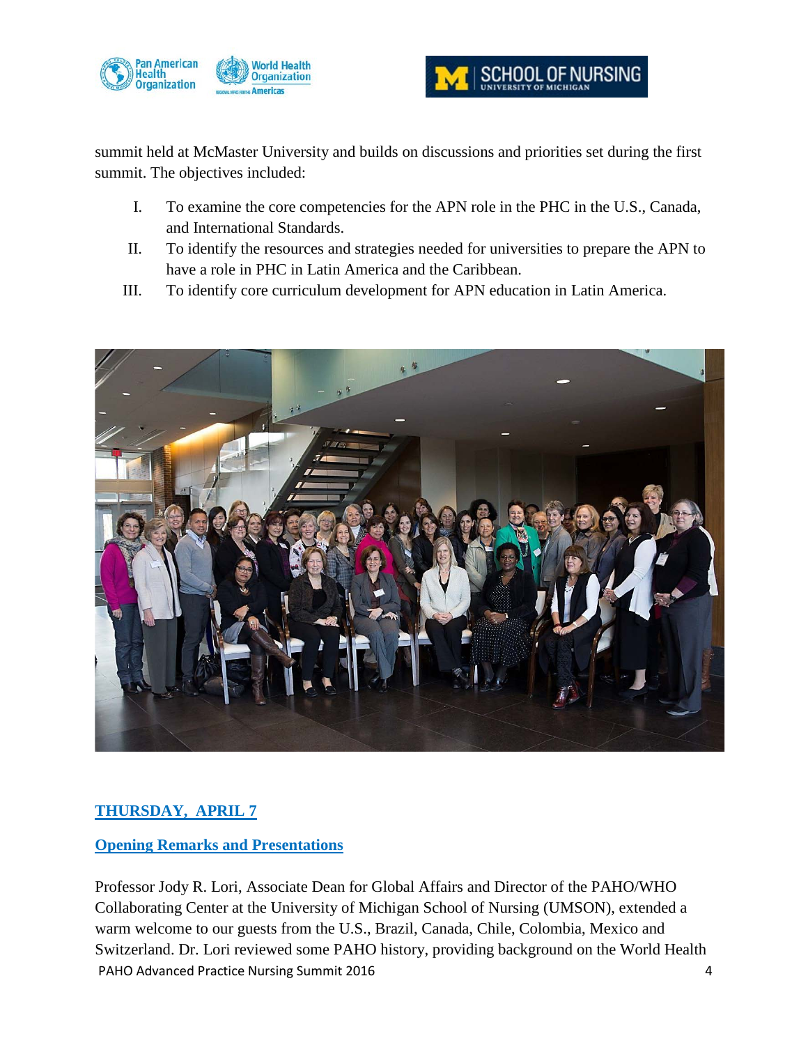summit held at McMaster University and builds on discussions and priorities set during the first summit. The objectives included:

I. To examine the core competencies for the APN role in the PHC in the U.S., Canada, and International Standards.
II. To identify the resources and strategies needed for universities to prepare the APN to have a role in PHC in Latin America and the Caribbean.
III. To identify core curriculum development for APN education in Latin America.

## THURSDAY, APRIL 7

### Opening Remarks and Presentations

Professor Jody R. Lori, Associate Dean for Global Affairs and Director of the PAHO/WHO Collaborating Center at the University of Michigan School of Nursing (UMSON), extended a warm welcome to our guests from the U.S., Brazil, Canada, Chile, Colombia, Mexico and Switzerland. Dr. Lori reviewed some PAHO history, providing background on the World Health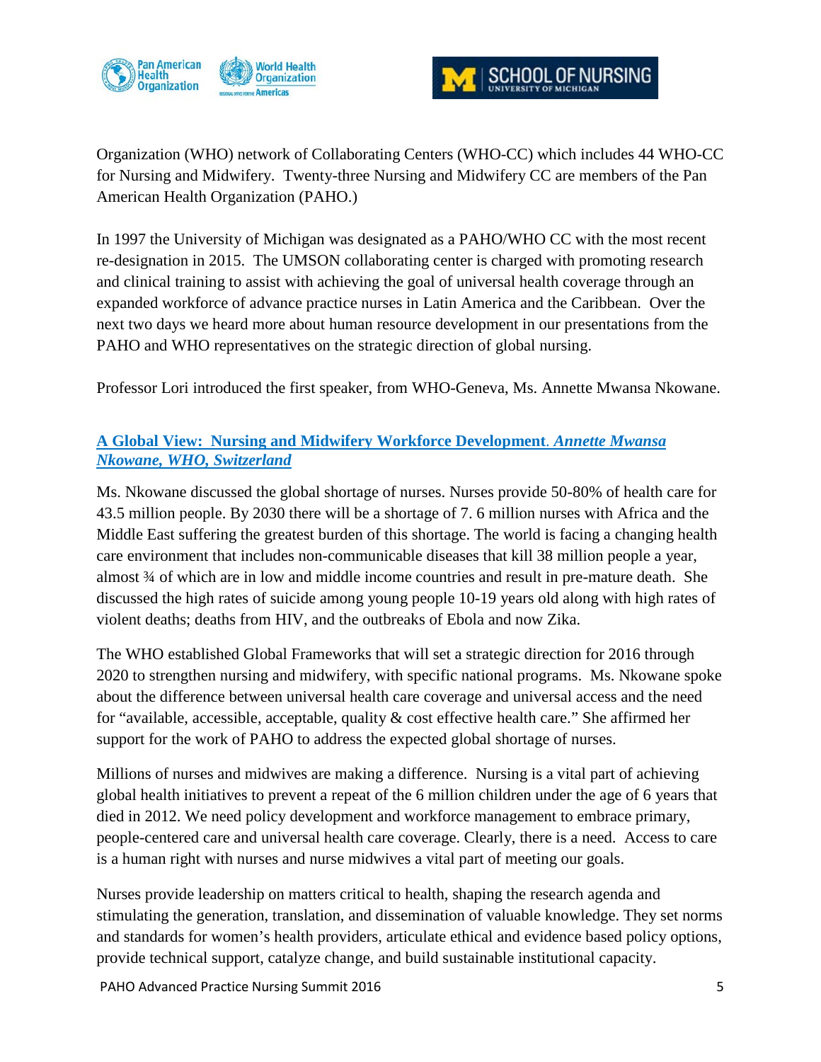Organization (WHO) network of Collaborating Centers (WHO-CC) which includes 44 WHO-CC for Nursing and Midwifery. Twenty-three Nursing and Midwifery CC are members of the Pan American Health Organization (PAHO.)

In 1997 the University of Michigan was designated as a PAHO/WHO CC with the most recent re-designation in 2015. The UMSON collaborating center is charged with promoting research and clinical training to assist with achieving the goal of universal health coverage through an expanded workforce of advance practice nurses in Latin America and the Caribbean. Over the next two days we heard more about human resource development in our presentations from the PAHO and WHO representatives on the strategic direction of global nursing.

Professor Lori introduced the first speaker, from WHO-Geneva, Ms. Annette Mwansa Nkowane.

### **A Global View: Nursing and Midwifery Workforce Development**. *Annette Mwansa Nkowane, WHO, Switzerland*

Ms. Nkowane discussed the global shortage of nurses. Nurses provide 50-80% of health care for 43.5 million people. By 2030 there will be a shortage of 7. 6 million nurses with Africa and the Middle East suffering the greatest burden of this shortage. The world is facing a changing health care environment that includes non-communicable diseases that kill 38 million people a year, almost ¾ of which are in low and middle income countries and result in pre-mature death. She discussed the high rates of suicide among young people 10-19 years old along with high rates of violent deaths; deaths from HIV, and the outbreaks of Ebola and now Zika.

The WHO established Global Frameworks that will set a strategic direction for 2016 through 2020 to strengthen nursing and midwifery, with specific national programs. Ms. Nkowane spoke about the difference between universal health care coverage and universal access and the need for "available, accessible, acceptable, quality & cost effective health care." She affirmed her support for the work of PAHO to address the expected global shortage of nurses.

Millions of nurses and midwives are making a difference. Nursing is a vital part of achieving global health initiatives to prevent a repeat of the 6 million children under the age of 6 years that died in 2012. We need policy development and workforce management to embrace primary, people-centered care and universal health care coverage. Clearly, there is a need. Access to care is a human right with nurses and nurse midwives a vital part of meeting our goals.

Nurses provide leadership on matters critical to health, shaping the research agenda and stimulating the generation, translation, and dissemination of valuable knowledge. They set norms and standards for women's health providers, articulate ethical and evidence based policy options, provide technical support, catalyze change, and build sustainable institutional capacity.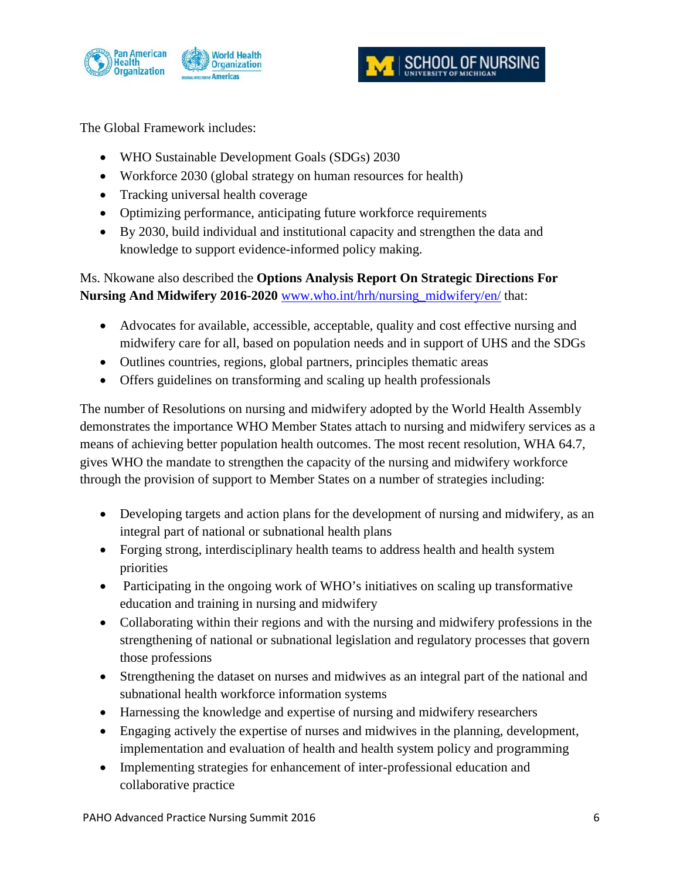The Global Framework includes:

- WHO Sustainable Development Goals (SDGs) 2030
- Workforce 2030 (global strategy on human resources for health)
- Tracking universal health coverage
- Optimizing performance, anticipating future workforce requirements
- By 2030, build individual and institutional capacity and strengthen the data and knowledge to support evidence-informed policy making.

Ms. Nkowane also described the **Options Analysis Report On Strategic Directions For Nursing And Midwifery 2016-2020** [www.who.int/hrh/nursing_midwifery/en/](www.who.int/hrh/nursing_midwifery/en/) that:

- Advocates for available, accessible, acceptable, quality and cost effective nursing and midwifery care for all, based on population needs and in support of UHS and the SDGs
- Outlines countries, regions, global partners, principles thematic areas
- Offers guidelines on transforming and scaling up health professionals

The number of Resolutions on nursing and midwifery adopted by the World Health Assembly demonstrates the importance WHO Member States attach to nursing and midwifery services as a means of achieving better population health outcomes. The most recent resolution, WHA 64.7, gives WHO the mandate to strengthen the capacity of the nursing and midwifery workforce through the provision of support to Member States on a number of strategies including:

- Developing targets and action plans for the development of nursing and midwifery, as an integral part of national or subnational health plans
- Forging strong, interdisciplinary health teams to address health and health system priorities
- Participating in the ongoing work of WHO's initiatives on scaling up transformative education and training in nursing and midwifery
- Collaborating within their regions and with the nursing and midwifery professions in the strengthening of national or subnational legislation and regulatory processes that govern those professions
- Strengthening the dataset on nurses and midwives as an integral part of the national and subnational health workforce information systems
- Harnessing the knowledge and expertise of nursing and midwifery researchers
- Engaging actively the expertise of nurses and midwives in the planning, development, implementation and evaluation of health and health system policy and programming
- Implementing strategies for enhancement of inter-professional education and collaborative practice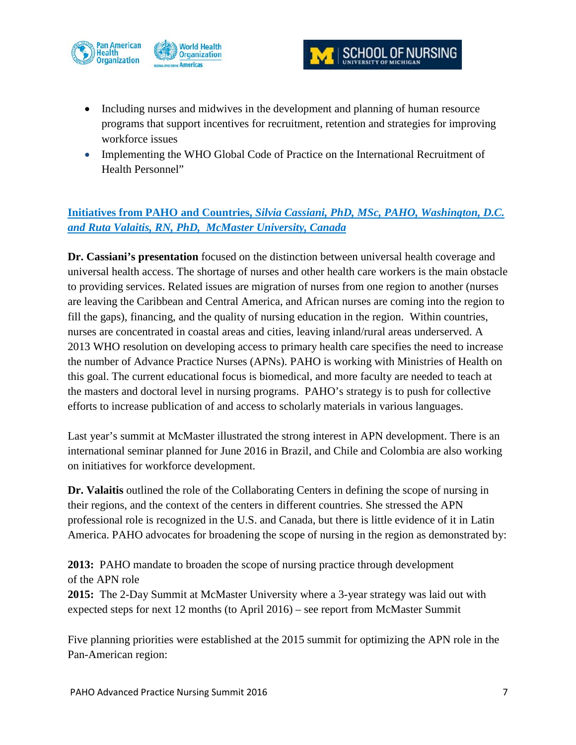- Including nurses and midwives in the development and planning of human resource programs that support incentives for recruitment, retention and strategies for improving workforce issues
- Implementing the WHO Global Code of Practice on the International Recruitment of Health Personnel"

## Initiatives from PAHO and Countries, *Silvia Cassiani, PhD, MSc, PAHO, Washington, D.C. and Ruta Valaitis, RN, PhD, McMaster University, Canada*

**Dr. Cassiani's presentation** focused on the distinction between universal health coverage and universal health access. The shortage of nurses and other health care workers is the main obstacle to providing services. Related issues are migration of nurses from one region to another (nurses are leaving the Caribbean and Central America, and African nurses are coming into the region to fill the gaps), financing, and the quality of nursing education in the region. Within countries, nurses are concentrated in coastal areas and cities, leaving inland/rural areas underserved. A 2013 WHO resolution on developing access to primary health care specifies the need to increase the number of Advance Practice Nurses (APNs). PAHO is working with Ministries of Health on this goal. The current educational focus is biomedical, and more faculty are needed to teach at the masters and doctoral level in nursing programs. PAHO's strategy is to push for collective efforts to increase publication of and access to scholarly materials in various languages.

Last year's summit at McMaster illustrated the strong interest in APN development. There is an international seminar planned for June 2016 in Brazil, and Chile and Colombia are also working on initiatives for workforce development.

**Dr. Valaitis** outlined the role of the Collaborating Centers in defining the scope of nursing in their regions, and the context of the centers in different countries. She stressed the APN professional role is recognized in the U.S. and Canada, but there is little evidence of it in Latin America. PAHO advocates for broadening the scope of nursing in the region as demonstrated by:

**2013:** PAHO mandate to broaden the scope of nursing practice through development of the APN role
**2015:** The 2-Day Summit at McMaster University where a 3-year strategy was laid out with expected steps for next 12 months (to April 2016) – see report from McMaster Summit

Five planning priorities were established at the 2015 summit for optimizing the APN role in the Pan-American region: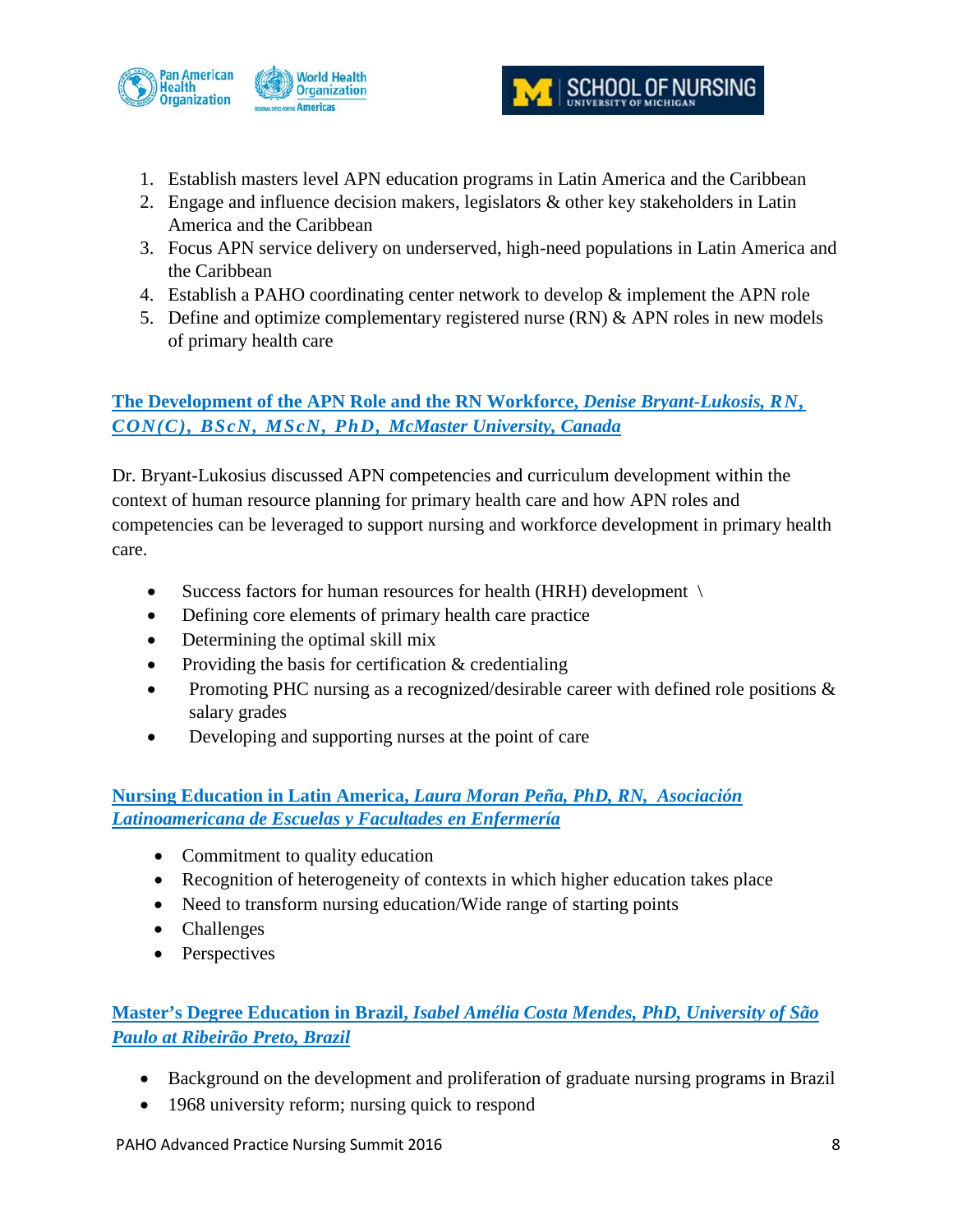1. Establish masters level APN education programs in Latin America and the Caribbean
2. Engage and influence decision makers, legislators & other key stakeholders in Latin America and the Caribbean
3. Focus APN service delivery on underserved, high-need populations in Latin America and the Caribbean
4. Establish a PAHO coordinating center network to develop & implement the APN role
5. Define and optimize complementary registered nurse (RN) & APN roles in new models of primary health care

### The Development of the APN Role and the RN Workforce, *Denise Bryant-Lukosis, RN, CON(C), BScN, MScN, PhD, McMaster University, Canada*

Dr. Bryant-Lukosius discussed APN competencies and curriculum development within the context of human resource planning for primary health care and how APN roles and competencies can be leveraged to support nursing and workforce development in primary health care.

- Success factors for human resources for health (HRH) development \
- Defining core elements of primary health care practice
- Determining the optimal skill mix
- Providing the basis for certification & credentialing
- Promoting PHC nursing as a recognized/desirable career with defined role positions & salary grades
- Developing and supporting nurses at the point of care

### Nursing Education in Latin America, *Laura Moran Peña, PhD, RN, Asociación Latinoamericana de Escuelas y Facultades en Enfermería*

- Commitment to quality education
- Recognition of heterogeneity of contexts in which higher education takes place
- Need to transform nursing education/Wide range of starting points
- Challenges
- Perspectives

### Master's Degree Education in Brazil, *Isabel Amélia Costa Mendes, PhD, University of São Paulo at Ribeirão Preto, Brazil*

- Background on the development and proliferation of graduate nursing programs in Brazil
- 1968 university reform; nursing quick to respond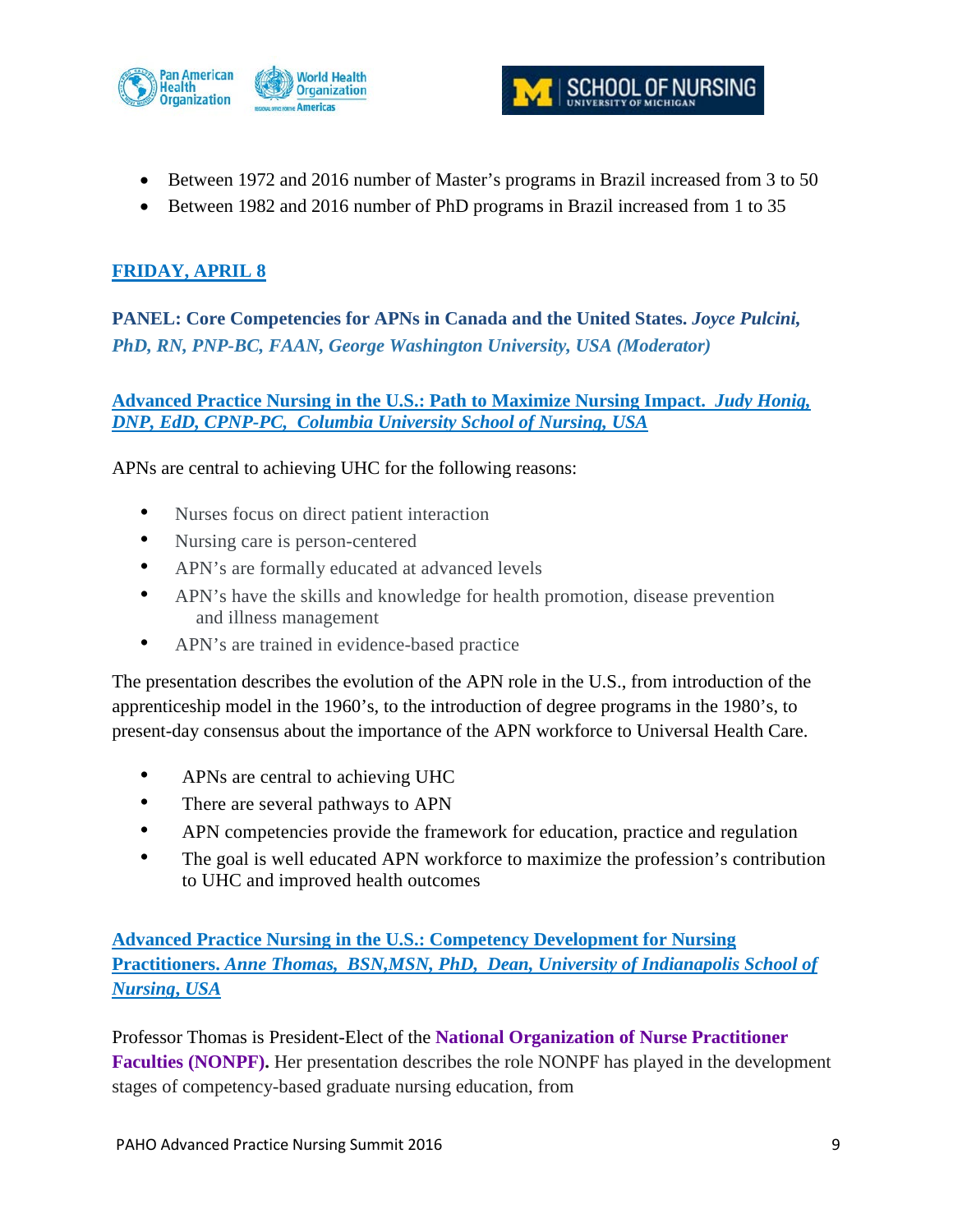- Between 1972 and 2016 number of Master's programs in Brazil increased from 3 to 50
- Between 1982 and 2016 number of PhD programs in Brazil increased from 1 to 35

## FRIDAY, APRIL 8

**PANEL: Core Competencies for APNs in Canada and the United States.** ***Joyce Pulcini, PhD, RN, PNP-BC, FAAN, George Washington University, USA (Moderator)***

### Advanced Practice Nursing in the U.S.: Path to Maximize Nursing Impact. *Judy Honig, DNP, EdD, CPNP-PC, Columbia University School of Nursing, USA*

APNs are central to achieving UHC for the following reasons:

- Nurses focus on direct patient interaction
- Nursing care is person-centered
- APN's are formally educated at advanced levels
- APN's have the skills and knowledge for health promotion, disease prevention and illness management
- APN's are trained in evidence-based practice

The presentation describes the evolution of the APN role in the U.S., from introduction of the apprenticeship model in the 1960's, to the introduction of degree programs in the 1980's, to present-day consensus about the importance of the APN workforce to Universal Health Care.

- APNs are central to achieving UHC
- There are several pathways to APN
- APN competencies provide the framework for education, practice and regulation
- The goal is well educated APN workforce to maximize the profession's contribution to UHC and improved health outcomes

### Advanced Practice Nursing in the U.S.: Competency Development for Nursing Practitioners. *Anne Thomas, BSN,MSN, PhD, Dean, University of Indianapolis School of Nursing, USA*

Professor Thomas is President-Elect of the **National Organization of Nurse Practitioner Faculties (NONPF).** Her presentation describes the role NONPF has played in the development stages of competency-based graduate nursing education, from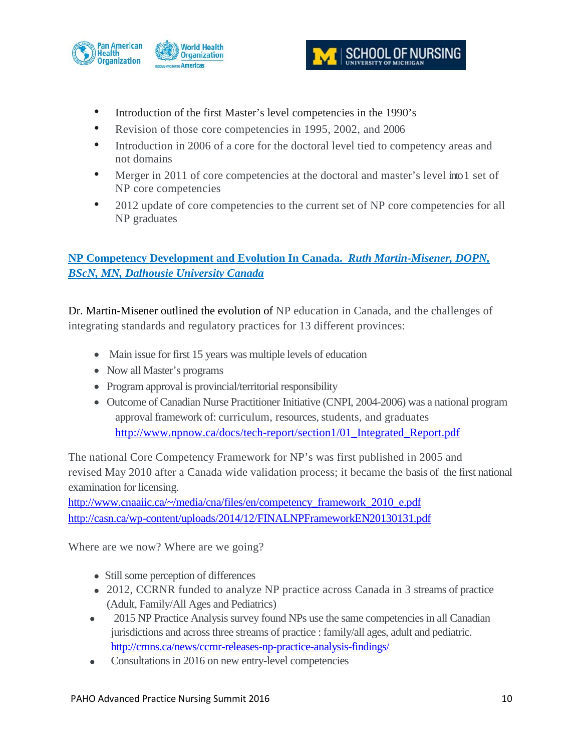- Introduction of the first Master's level competencies in the 1990's
- Revision of those core competencies in 1995, 2002, and 2006
- Introduction in 2006 of a core for the doctoral level tied to competency areas and not domains
- Merger in 2011 of core competencies at the doctoral and master's level into 1 set of NP core competencies
- 2012 update of core competencies to the current set of NP core competencies for all NP graduates

**NP Competency Development and Evolution In Canada.** ***Ruth Martin-Misener, DOPN, BScN, MN, Dalhousie University Canada***

Dr. Martin-Misener outlined the evolution of NP education in Canada, and the challenges of integrating standards and regulatory practices for 13 different provinces:

- Main issue for first 15 years was multiple levels of education
- Now all Master's programs
- Program approval is provincial/territorial responsibility
- Outcome of Canadian Nurse Practitioner Initiative (CNPI, 2004-2006) was a national program approval framework of: curriculum, resources, students, and graduates http://www.npnow.ca/docs/tech-report/section1/01_Integrated_Report.pdf

The national Core Competency Framework for NP's was first published in 2005 and revised May 2010 after a Canada wide validation process; it became the basis of the first national examination for licensing.
http://www.cnaaiic.ca/~/media/cna/files/en/competency_framework_2010_e.pdf
http://casn.ca/wp-content/uploads/2014/12/FINALNPFrameworkEN20130131.pdf

Where are we now? Where are we going?

- Still some perception of differences
- 2012, CCRNR funded to analyze NP practice across Canada in 3 streams of practice (Adult, Family/All Ages and Pediatrics)
- 2015 NP Practice Analysis survey found NPs use the same competencies in all Canadian jurisdictions and across three streams of practice : family/all ages, adult and pediatric. http://crnns.ca/news/ccrnr-releases-np-practice-analysis-findings/
- Consultations in 2016 on new entry-level competencies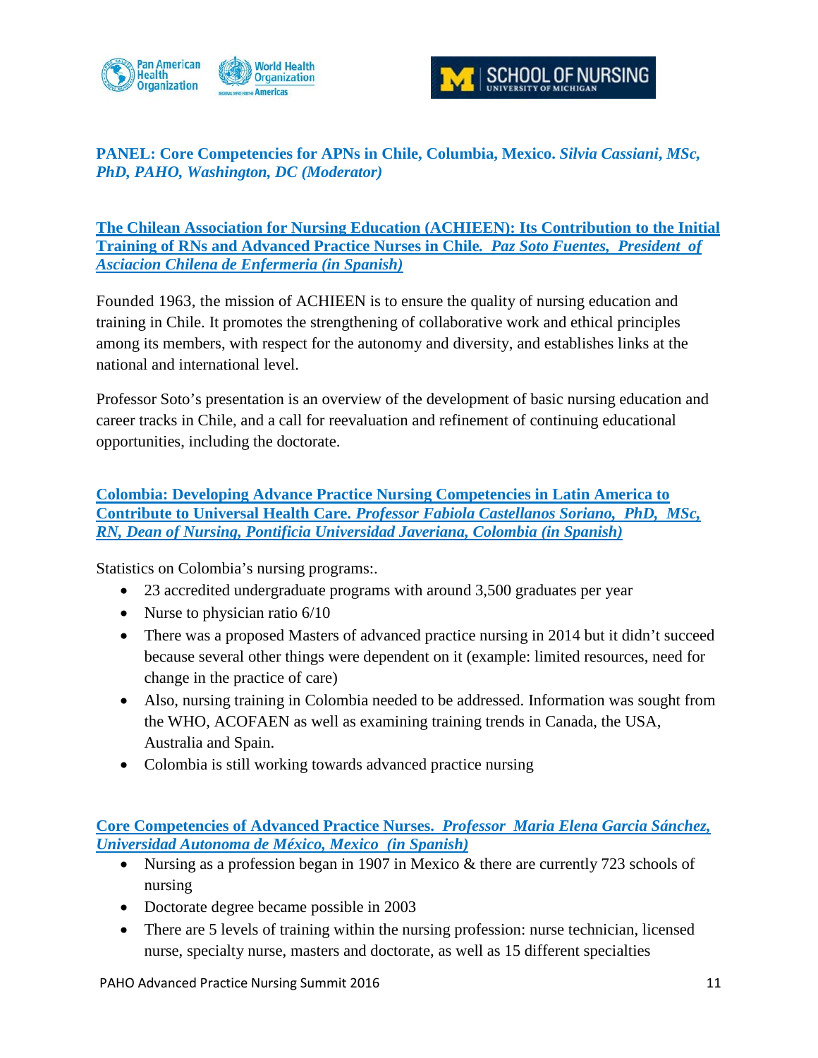**PANEL: Core Competencies for APNs in Chile, Columbia, Mexico.** ***Silvia Cassiani, MSc, PhD, PAHO, Washington, DC (Moderator)***

**The Chilean Association for Nursing Education (ACHIEEN): Its Contribution to the Initial Training of RNs and Advanced Practice Nurses in Chile.** ***Paz Soto Fuentes, President of Asciacion Chilena de Enfermeria (in Spanish)***

Founded 1963, the mission of ACHIEEN is to ensure the quality of nursing education and training in Chile. It promotes the strengthening of collaborative work and ethical principles among its members, with respect for the autonomy and diversity, and establishes links at the national and international level.

Professor Soto's presentation is an overview of the development of basic nursing education and career tracks in Chile, and a call for reevaluation and refinement of continuing educational opportunities, including the doctorate.

**Colombia: Developing Advance Practice Nursing Competencies in Latin America to Contribute to Universal Health Care.** ***Professor Fabiola Castellanos Soriano, PhD, MSc, RN, Dean of Nursing, Pontificia Universidad Javeriana, Colombia (in Spanish)***

Statistics on Colombia's nursing programs:.

- 23 accredited undergraduate programs with around 3,500 graduates per year
- Nurse to physician ratio 6/10
- There was a proposed Masters of advanced practice nursing in 2014 but it didn't succeed because several other things were dependent on it (example: limited resources, need for change in the practice of care)
- Also, nursing training in Colombia needed to be addressed. Information was sought from the WHO, ACOFAEN as well as examining training trends in Canada, the USA, Australia and Spain.
- Colombia is still working towards advanced practice nursing

**Core Competencies of Advanced Practice Nurses.** ***Professor Maria Elena Garcia Sánchez, Universidad Autonoma de México, Mexico (in Spanish)***

- Nursing as a profession began in 1907 in Mexico & there are currently 723 schools of nursing
- Doctorate degree became possible in 2003
- There are 5 levels of training within the nursing profession: nurse technician, licensed nurse, specialty nurse, masters and doctorate, as well as 15 different specialties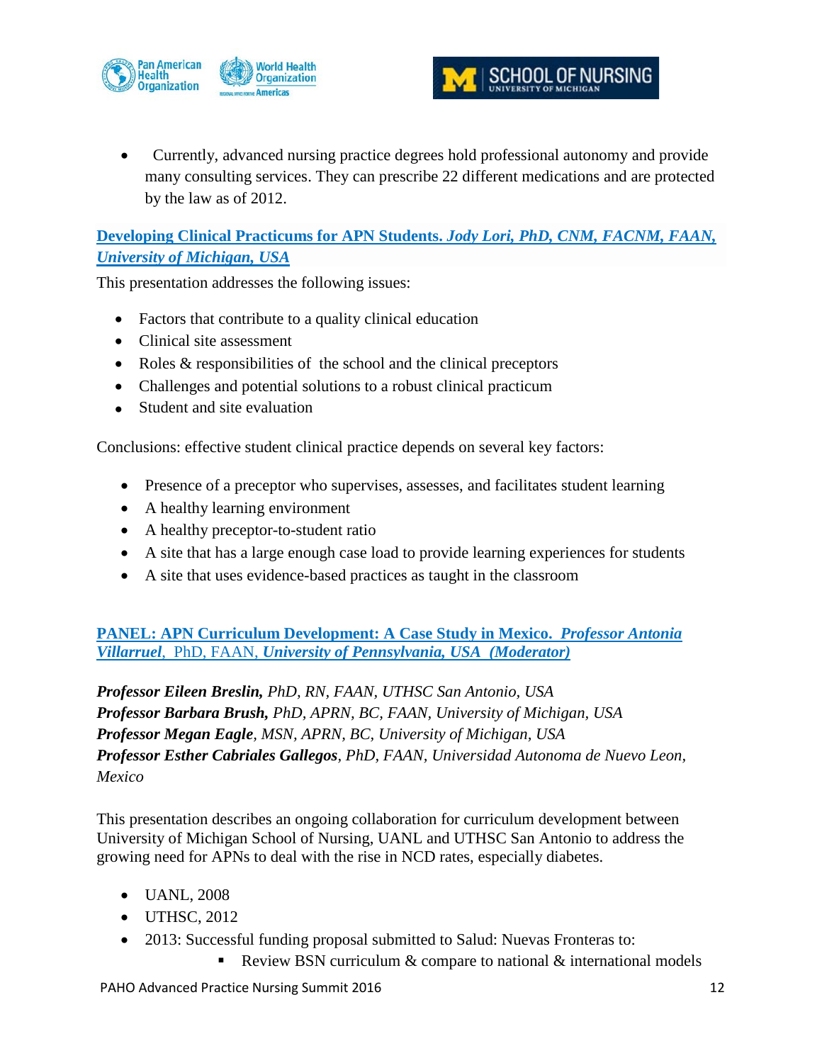- Currently, advanced nursing practice degrees hold professional autonomy and provide many consulting services. They can prescribe 22 different medications and are protected by the law as of 2012.

### Developing Clinical Practicums for APN Students. *Jody Lori, PhD, CNM, FACNM, FAAN, University of Michigan, USA*

This presentation addresses the following issues:

- Factors that contribute to a quality clinical education
- Clinical site assessment
- Roles & responsibilities of the school and the clinical preceptors
- Challenges and potential solutions to a robust clinical practicum
- Student and site evaluation

Conclusions: effective student clinical practice depends on several key factors:

- Presence of a preceptor who supervises, assesses, and facilitates student learning
- A healthy learning environment
- A healthy preceptor-to-student ratio
- A site that has a large enough case load to provide learning experiences for students
- A site that uses evidence-based practices as taught in the classroom

### PANEL: APN Curriculum Development: A Case Study in Mexico. *Professor Antonia Villarruel*, PhD, FAAN, *University of Pennsylvania, USA (Moderator)*

***Professor Eileen Breslin,*** *PhD, RN, FAAN, UTHSC San Antonio, USA*
***Professor Barbara Brush,*** *PhD, APRN, BC, FAAN, University of Michigan, USA*
***Professor Megan Eagle****, MSN, APRN, BC, University of Michigan, USA*
***Professor Esther Cabriales Gallegos****, PhD, FAAN, Universidad Autonoma de Nuevo Leon, Mexico*

This presentation describes an ongoing collaboration for curriculum development between University of Michigan School of Nursing, UANL and UTHSC San Antonio to address the growing need for APNs to deal with the rise in NCD rates, especially diabetes.

- UANL, 2008
- UTHSC, 2012
- 2013: Successful funding proposal submitted to Salud: Nuevas Fronteras to:
  - Review BSN curriculum & compare to national & international models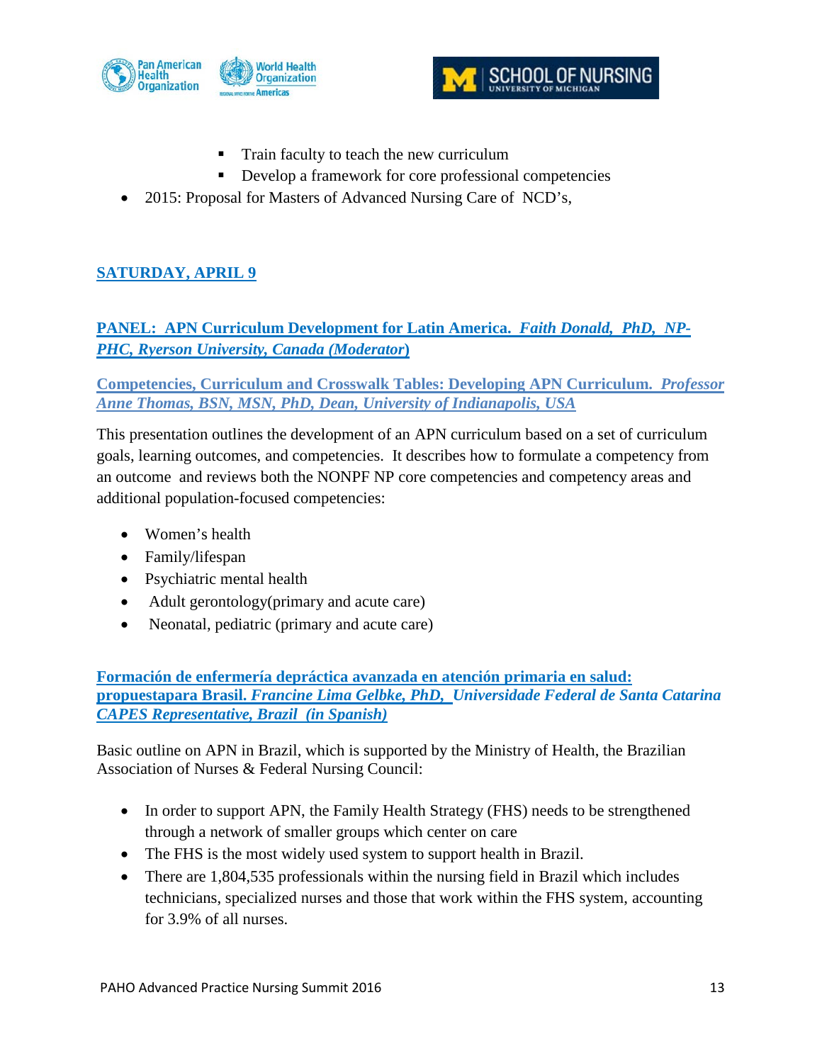- Train faculty to teach the new curriculum
- Develop a framework for core professional competencies

- 2015: Proposal for Masters of Advanced Nursing Care of NCD's,

## SATURDAY, APRIL 9

### PANEL: APN Curriculum Development for Latin America. *Faith Donald, PhD, NP-PHC, Ryerson University, Canada (Moderator)*

**Competencies, Curriculum and Crosswalk Tables: Developing APN Curriculum.** ***Professor Anne Thomas, BSN, MSN, PhD, Dean, University of Indianapolis, USA***

This presentation outlines the development of an APN curriculum based on a set of curriculum goals, learning outcomes, and competencies. It describes how to formulate a competency from an outcome and reviews both the NONPF NP core competencies and competency areas and additional population-focused competencies:

- Women's health
- Family/lifespan
- Psychiatric mental health
- Adult gerontology(primary and acute care)
- Neonatal, pediatric (primary and acute care)

**Formación de enfermería depráctica avanzada en atención primaria en salud: propuestapara Brasil.** ***Francine Lima Gelbke, PhD, Universidade Federal de Santa Catarina CAPES Representative, Brazil (in Spanish)***

Basic outline on APN in Brazil, which is supported by the Ministry of Health, the Brazilian Association of Nurses & Federal Nursing Council:

- In order to support APN, the Family Health Strategy (FHS) needs to be strengthened through a network of smaller groups which center on care
- The FHS is the most widely used system to support health in Brazil.
- There are 1,804,535 professionals within the nursing field in Brazil which includes technicians, specialized nurses and those that work within the FHS system, accounting for 3.9% of all nurses.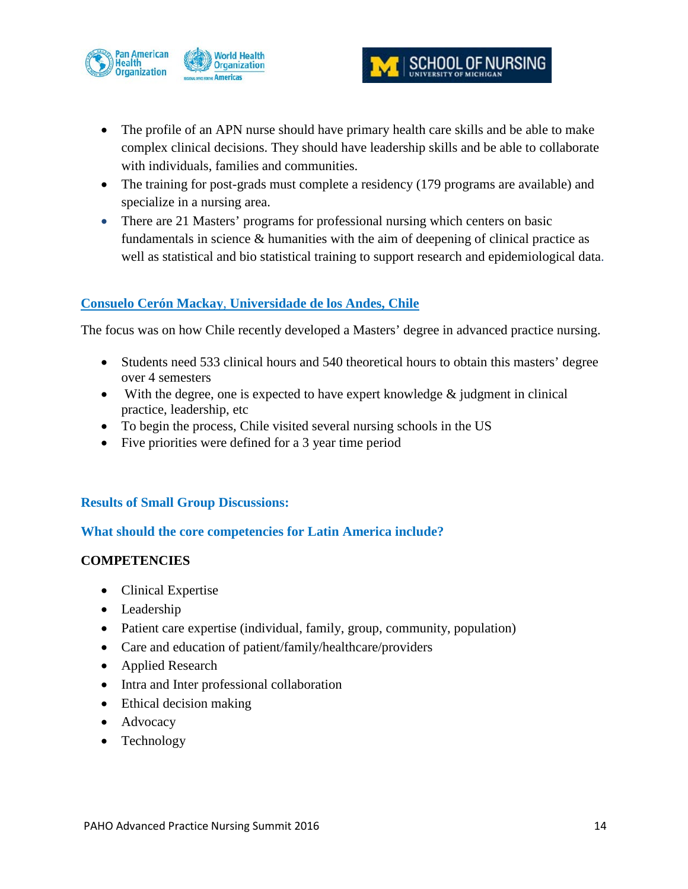- The profile of an APN nurse should have primary health care skills and be able to make complex clinical decisions. They should have leadership skills and be able to collaborate with individuals, families and communities.
- The training for post-grads must complete a residency (179 programs are available) and specialize in a nursing area.
- There are 21 Masters' programs for professional nursing which centers on basic fundamentals in science & humanities with the aim of deepening of clinical practice as well as statistical and bio statistical training to support research and epidemiological data.

### Consuelo Cerón Mackay, Universidade de los Andes, Chile

The focus was on how Chile recently developed a Masters' degree in advanced practice nursing.

- Students need 533 clinical hours and 540 theoretical hours to obtain this masters' degree over 4 semesters
- With the degree, one is expected to have expert knowledge & judgment in clinical practice, leadership, etc
- To begin the process, Chile visited several nursing schools in the US
- Five priorities were defined for a 3 year time period

### Results of Small Group Discussions:

### What should the core competencies for Latin America include?

**COMPETENCIES**

- Clinical Expertise
- Leadership
- Patient care expertise (individual, family, group, community, population)
- Care and education of patient/family/healthcare/providers
- Applied Research
- Intra and Inter professional collaboration
- Ethical decision making
- Advocacy
- Technology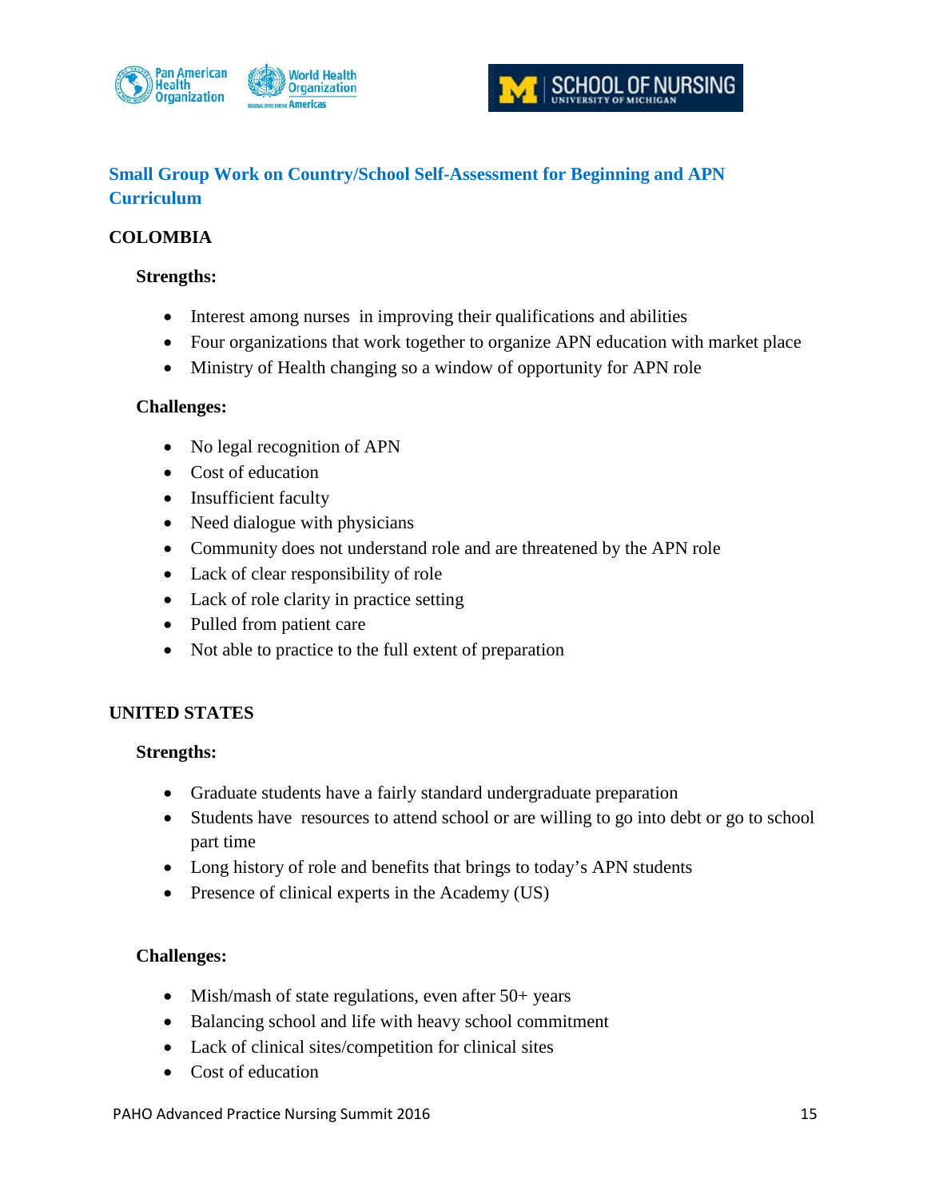## Small Group Work on Country/School Self-Assessment for Beginning and APN Curriculum

### COLOMBIA

**Strengths:**

- Interest among nurses in improving their qualifications and abilities
- Four organizations that work together to organize APN education with market place
- Ministry of Health changing so a window of opportunity for APN role

**Challenges:**

- No legal recognition of APN
- Cost of education
- Insufficient faculty
- Need dialogue with physicians
- Community does not understand role and are threatened by the APN role
- Lack of clear responsibility of role
- Lack of role clarity in practice setting
- Pulled from patient care
- Not able to practice to the full extent of preparation

### UNITED STATES

**Strengths:**

- Graduate students have a fairly standard undergraduate preparation
- Students have resources to attend school or are willing to go into debt or go to school part time
- Long history of role and benefits that brings to today's APN students
- Presence of clinical experts in the Academy (US)

**Challenges:**

- Mish/mash of state regulations, even after 50+ years
- Balancing school and life with heavy school commitment
- Lack of clinical sites/competition for clinical sites
- Cost of education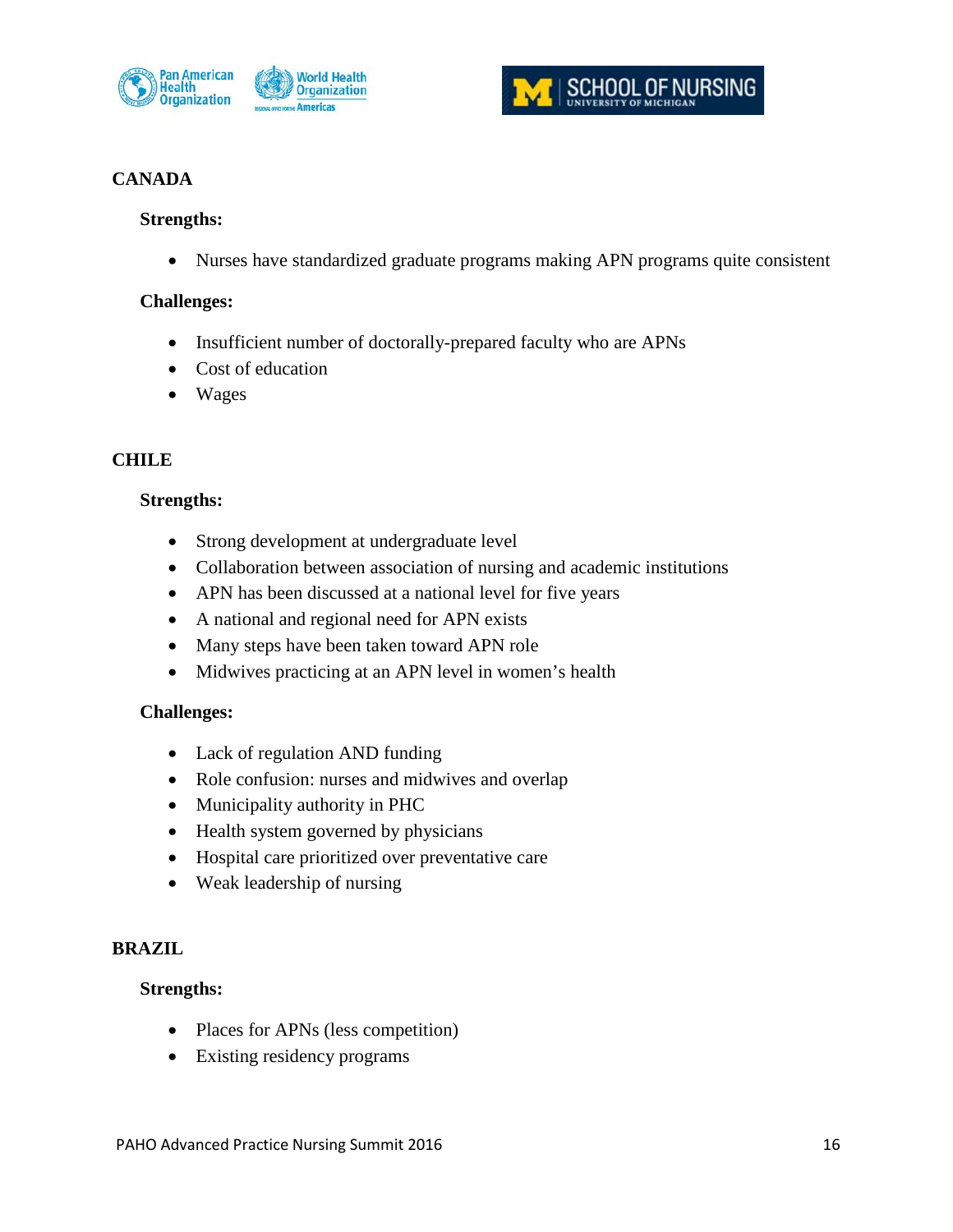## CANADA

**Strengths:**

- Nurses have standardized graduate programs making APN programs quite consistent

**Challenges:**

- Insufficient number of doctorally-prepared faculty who are APNs
- Cost of education
- Wages

## CHILE

**Strengths:**

- Strong development at undergraduate level
- Collaboration between association of nursing and academic institutions
- APN has been discussed at a national level for five years
- A national and regional need for APN exists
- Many steps have been taken toward APN role
- Midwives practicing at an APN level in women's health

**Challenges:**

- Lack of regulation AND funding
- Role confusion: nurses and midwives and overlap
- Municipality authority in PHC
- Health system governed by physicians
- Hospital care prioritized over preventative care
- Weak leadership of nursing

## BRAZIL

**Strengths:**

- Places for APNs (less competition)
- Existing residency programs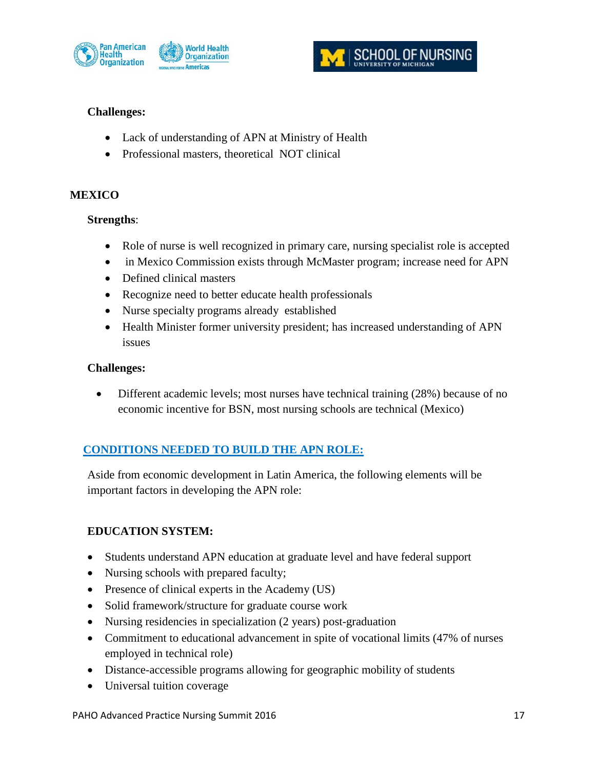**Challenges:**

- Lack of understanding of APN at Ministry of Health
- Professional masters, theoretical NOT clinical

## MEXICO

**Strengths**:

- Role of nurse is well recognized in primary care, nursing specialist role is accepted
- in Mexico Commission exists through McMaster program; increase need for APN
- Defined clinical masters
- Recognize need to better educate health professionals
- Nurse specialty programs already established
- Health Minister former university president; has increased understanding of APN issues

**Challenges:**

- Different academic levels; most nurses have technical training (28%) because of no economic incentive for BSN, most nursing schools are technical (Mexico)

## CONDITIONS NEEDED TO BUILD THE APN ROLE:

Aside from economic development in Latin America, the following elements will be important factors in developing the APN role:

### EDUCATION SYSTEM:

- Students understand APN education at graduate level and have federal support
- Nursing schools with prepared faculty;
- Presence of clinical experts in the Academy (US)
- Solid framework/structure for graduate course work
- Nursing residencies in specialization (2 years) post-graduation
- Commitment to educational advancement in spite of vocational limits (47% of nurses employed in technical role)
- Distance-accessible programs allowing for geographic mobility of students
- Universal tuition coverage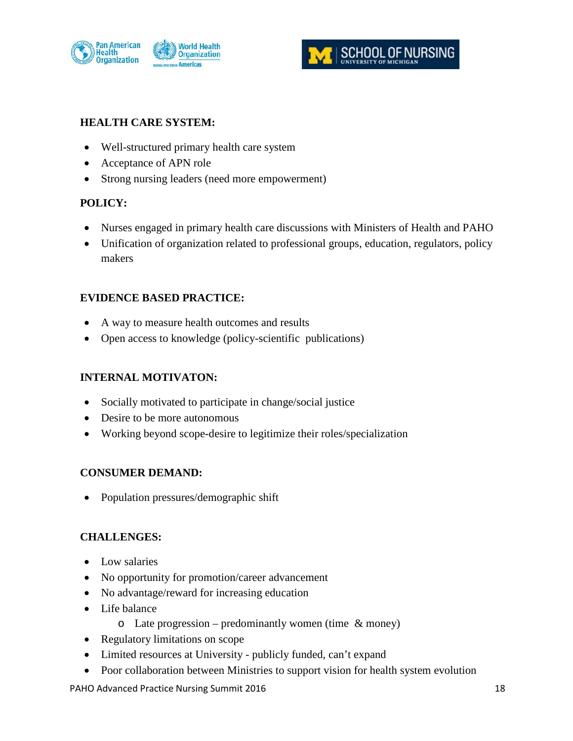**HEALTH CARE SYSTEM:**

- Well-structured primary health care system
- Acceptance of APN role
- Strong nursing leaders (need more empowerment)

**POLICY:**

- Nurses engaged in primary health care discussions with Ministers of Health and PAHO
- Unification of organization related to professional groups, education, regulators, policy makers

**EVIDENCE BASED PRACTICE:**

- A way to measure health outcomes and results
- Open access to knowledge (policy-scientific publications)

**INTERNAL MOTIVATON:**

- Socially motivated to participate in change/social justice
- Desire to be more autonomous
- Working beyond scope-desire to legitimize their roles/specialization

**CONSUMER DEMAND:**

- Population pressures/demographic shift

**CHALLENGES:**

- Low salaries
- No opportunity for promotion/career advancement
- No advantage/reward for increasing education
- Life balance
  - Late progression – predominantly women (time & money)
- Regulatory limitations on scope
- Limited resources at University - publicly funded, can't expand
- Poor collaboration between Ministries to support vision for health system evolution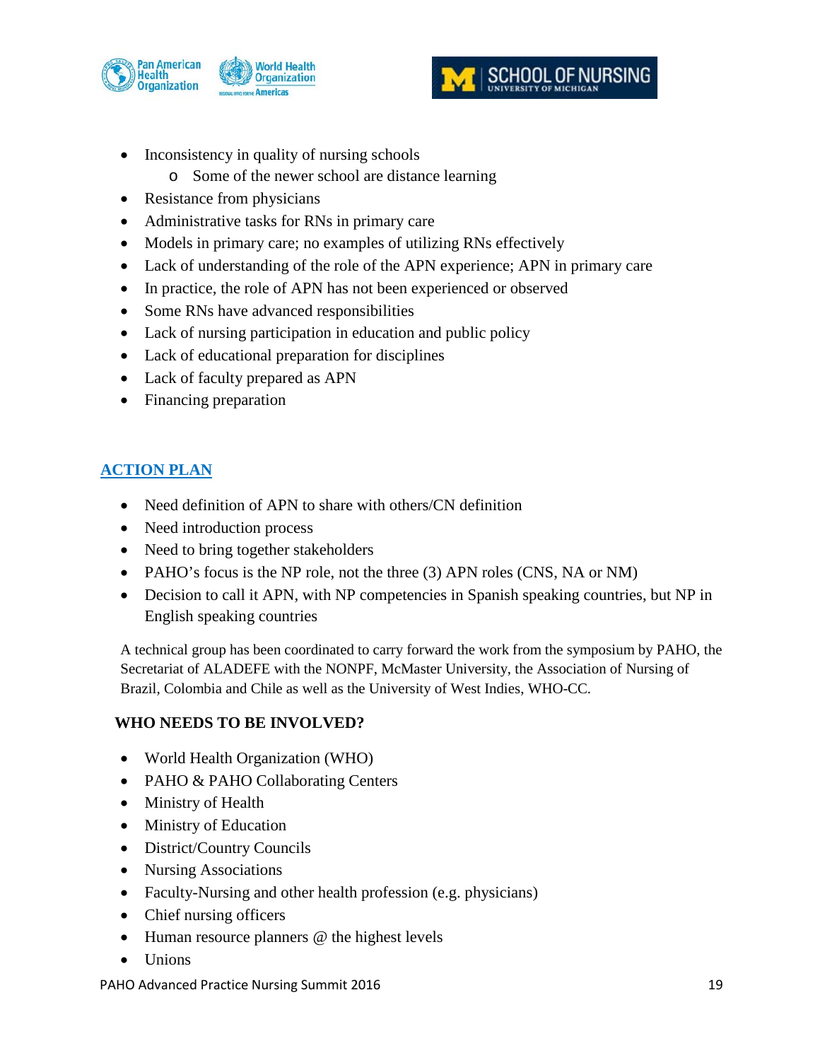- Inconsistency in quality of nursing schools
    - Some of the newer school are distance learning
- Resistance from physicians
- Administrative tasks for RNs in primary care
- Models in primary care; no examples of utilizing RNs effectively
- Lack of understanding of the role of the APN experience; APN in primary care
- In practice, the role of APN has not been experienced or observed
- Some RNs have advanced responsibilities
- Lack of nursing participation in education and public policy
- Lack of educational preparation for disciplines
- Lack of faculty prepared as APN
- Financing preparation

## ACTION PLAN

- Need definition of APN to share with others/CN definition
- Need introduction process
- Need to bring together stakeholders
- PAHO's focus is the NP role, not the three (3) APN roles (CNS, NA or NM)
- Decision to call it APN, with NP competencies in Spanish speaking countries, but NP in English speaking countries

A technical group has been coordinated to carry forward the work from the symposium by PAHO, the Secretariat of ALADEFE with the NONPF, McMaster University, the Association of Nursing of Brazil, Colombia and Chile as well as the University of West Indies, WHO-CC.

### WHO NEEDS TO BE INVOLVED?

- World Health Organization (WHO)
- PAHO & PAHO Collaborating Centers
- Ministry of Health
- Ministry of Education
- District/Country Councils
- Nursing Associations
- Faculty-Nursing and other health profession (e.g. physicians)
- Chief nursing officers
- Human resource planners @ the highest levels
- Unions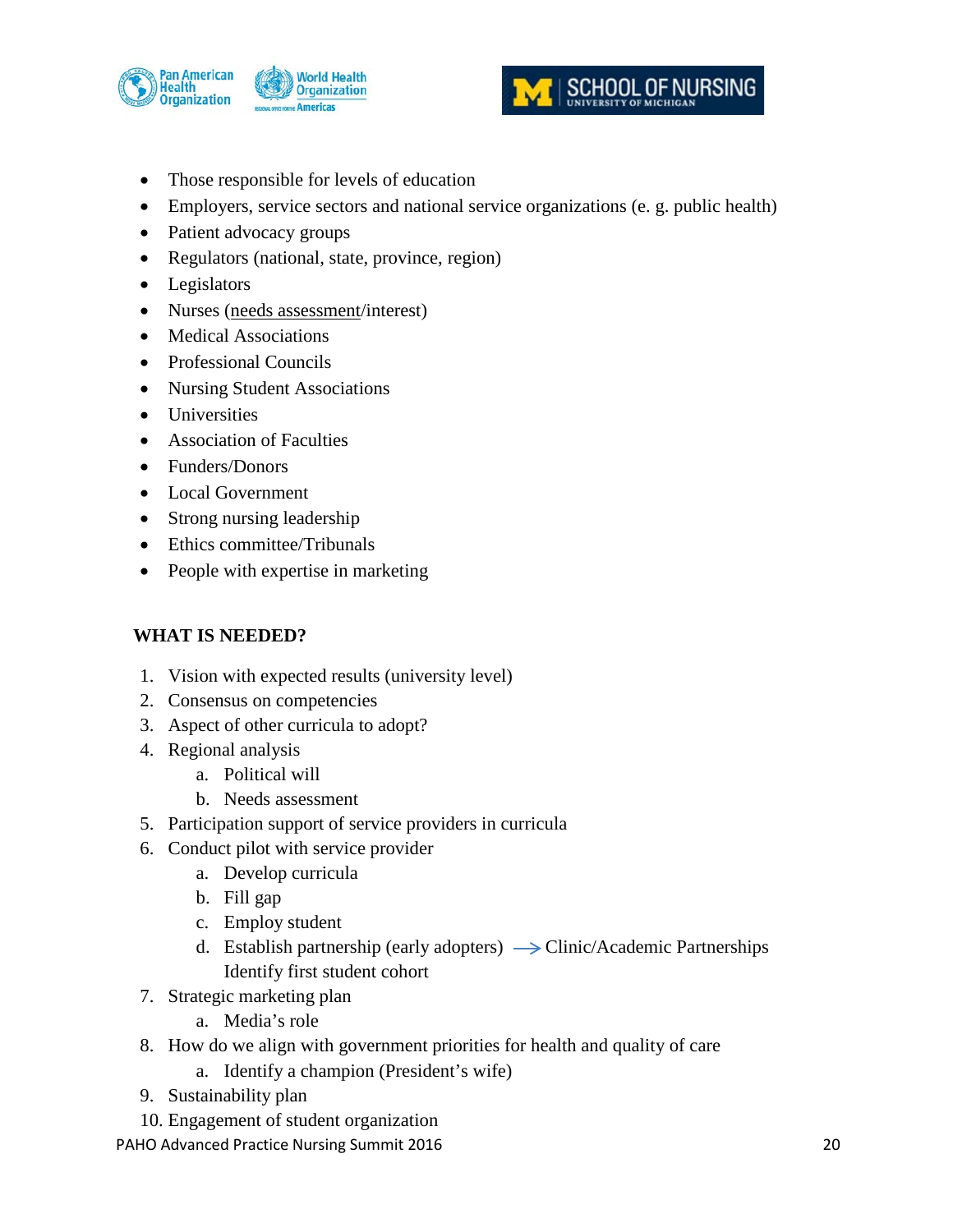- Those responsible for levels of education
- Employers, service sectors and national service organizations (e. g. public health)
- Patient advocacy groups
- Regulators (national, state, province, region)
- Legislators
- Nurses (needs assessment/interest)
- Medical Associations
- Professional Councils
- Nursing Student Associations
- Universities
- Association of Faculties
- Funders/Donors
- Local Government
- Strong nursing leadership
- Ethics committee/Tribunals
- People with expertise in marketing

**WHAT IS NEEDED?**

1. Vision with expected results (university level)
2. Consensus on competencies
3. Aspect of other curricula to adopt?
4. Regional analysis
   a. Political will
   b. Needs assessment
5. Participation support of service providers in curricula
6. Conduct pilot with service provider
   a. Develop curricula
   b. Fill gap
   c. Employ student
   d. Establish partnership (early adopters) → Clinic/Academic Partnerships
      Identify first student cohort
7. Strategic marketing plan
   a. Media's role
8. How do we align with government priorities for health and quality of care
   a. Identify a champion (President's wife)
9. Sustainability plan
10. Engagement of student organization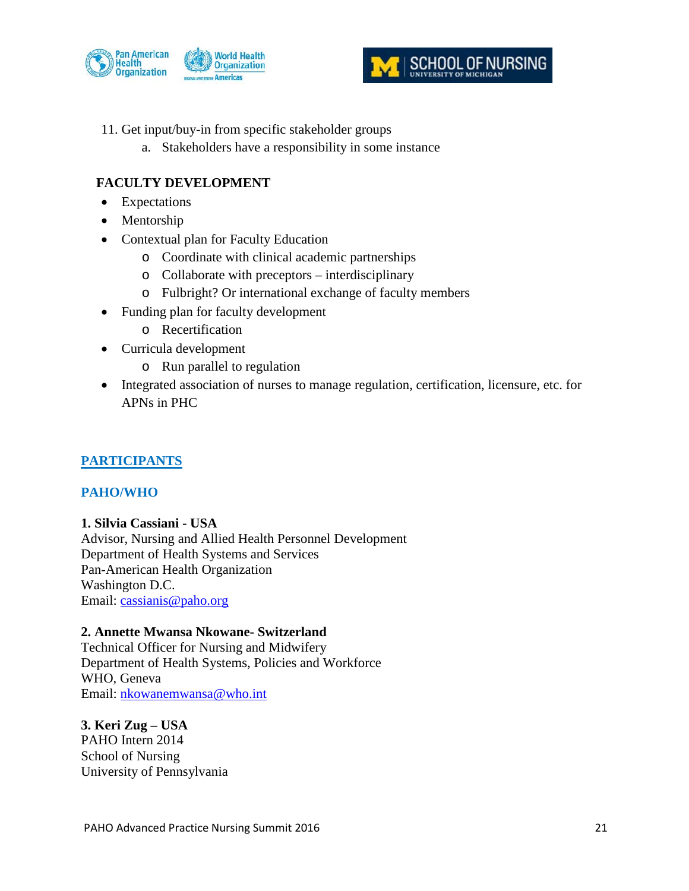11. Get input/buy-in from specific stakeholder groups
    a. Stakeholders have a responsibility in some instance

**FACULTY DEVELOPMENT**

- Expectations
- Mentorship
- Contextual plan for Faculty Education
  - Coordinate with clinical academic partnerships
  - Collaborate with preceptors – interdisciplinary
  - Fulbright? Or international exchange of faculty members
- Funding plan for faculty development
  - Recertification
- Curricula development
  - Run parallel to regulation
- Integrated association of nurses to manage regulation, certification, licensure, etc. for APNs in PHC

## PARTICIPANTS

### PAHO/WHO

**1. Silvia Cassiani - USA**
Advisor, Nursing and Allied Health Personnel Development
Department of Health Systems and Services
Pan-American Health Organization
Washington D.C.
Email: cassianis@paho.org

**2. Annette Mwansa Nkowane- Switzerland**
Technical Officer for Nursing and Midwifery
Department of Health Systems, Policies and Workforce
WHO, Geneva
Email: nkowanemwansa@who.int

**3. Keri Zug – USA**
PAHO Intern 2014
School of Nursing
University of Pennsylvania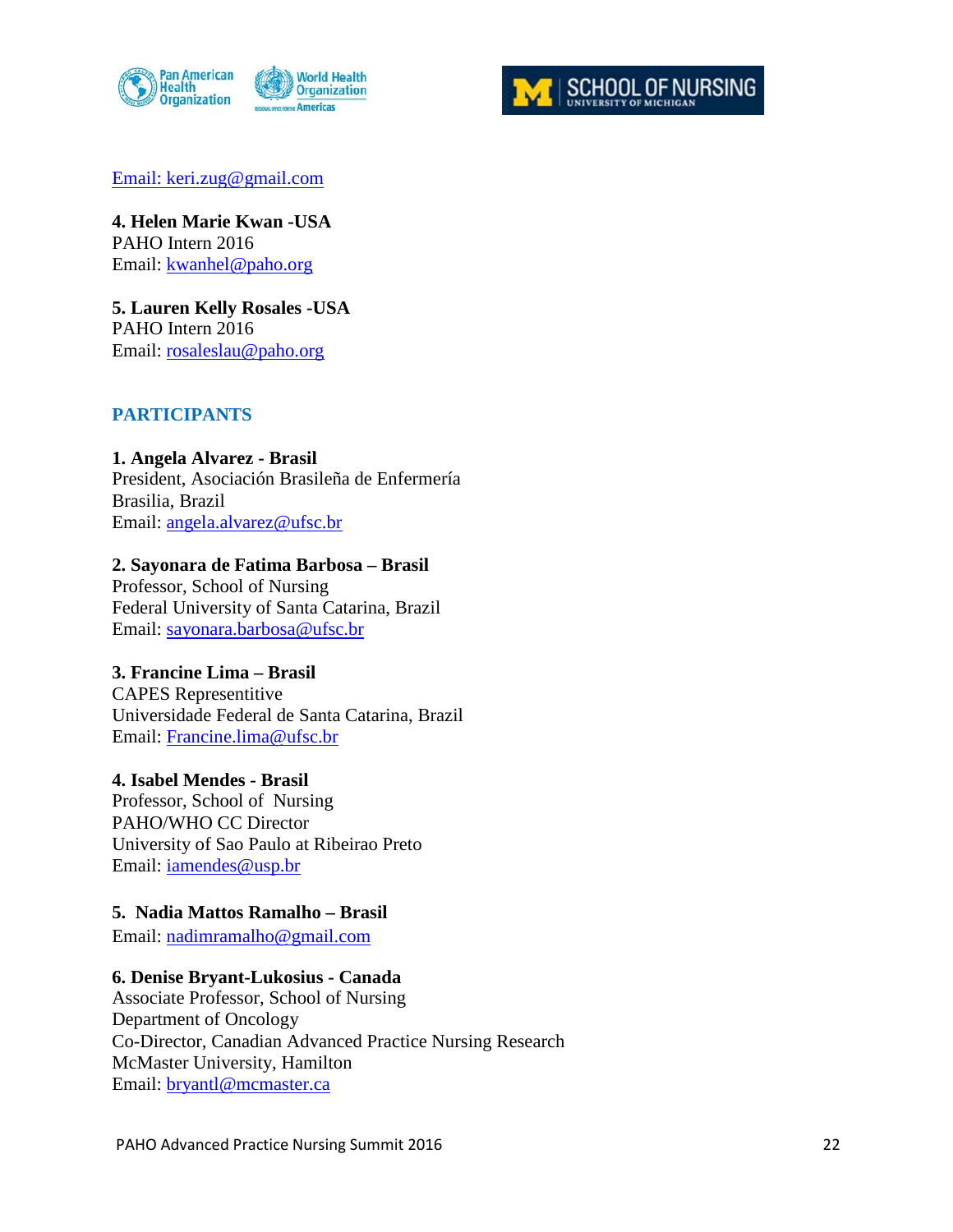Email: keri.zug@gmail.com

**4. Helen Marie Kwan -USA**
PAHO Intern 2016
Email: kwanhel@paho.org

**5. Lauren Kelly Rosales -USA**
PAHO Intern 2016
Email: rosaleslau@paho.org

## PARTICIPANTS

**1. Angela Alvarez - Brasil**
President, Asociación Brasileña de Enfermería
Brasilia, Brazil
Email: angela.alvarez@ufsc.br

**2. Sayonara de Fatima Barbosa – Brasil**
Professor, School of Nursing
Federal University of Santa Catarina, Brazil
Email: sayonara.barbosa@ufsc.br

**3. Francine Lima – Brasil**
CAPES Representitive
Universidade Federal de Santa Catarina, Brazil
Email: Francine.lima@ufsc.br

**4. Isabel Mendes - Brasil**
Professor, School of Nursing
PAHO/WHO CC Director
University of Sao Paulo at Ribeirao Preto
Email: iamendes@usp.br

**5. Nadia Mattos Ramalho – Brasil**
Email: nadimramalho@gmail.com

**6. Denise Bryant-Lukosius - Canada**
Associate Professor, School of Nursing
Department of Oncology
Co-Director, Canadian Advanced Practice Nursing Research
McMaster University, Hamilton
Email: bryantl@mcmaster.ca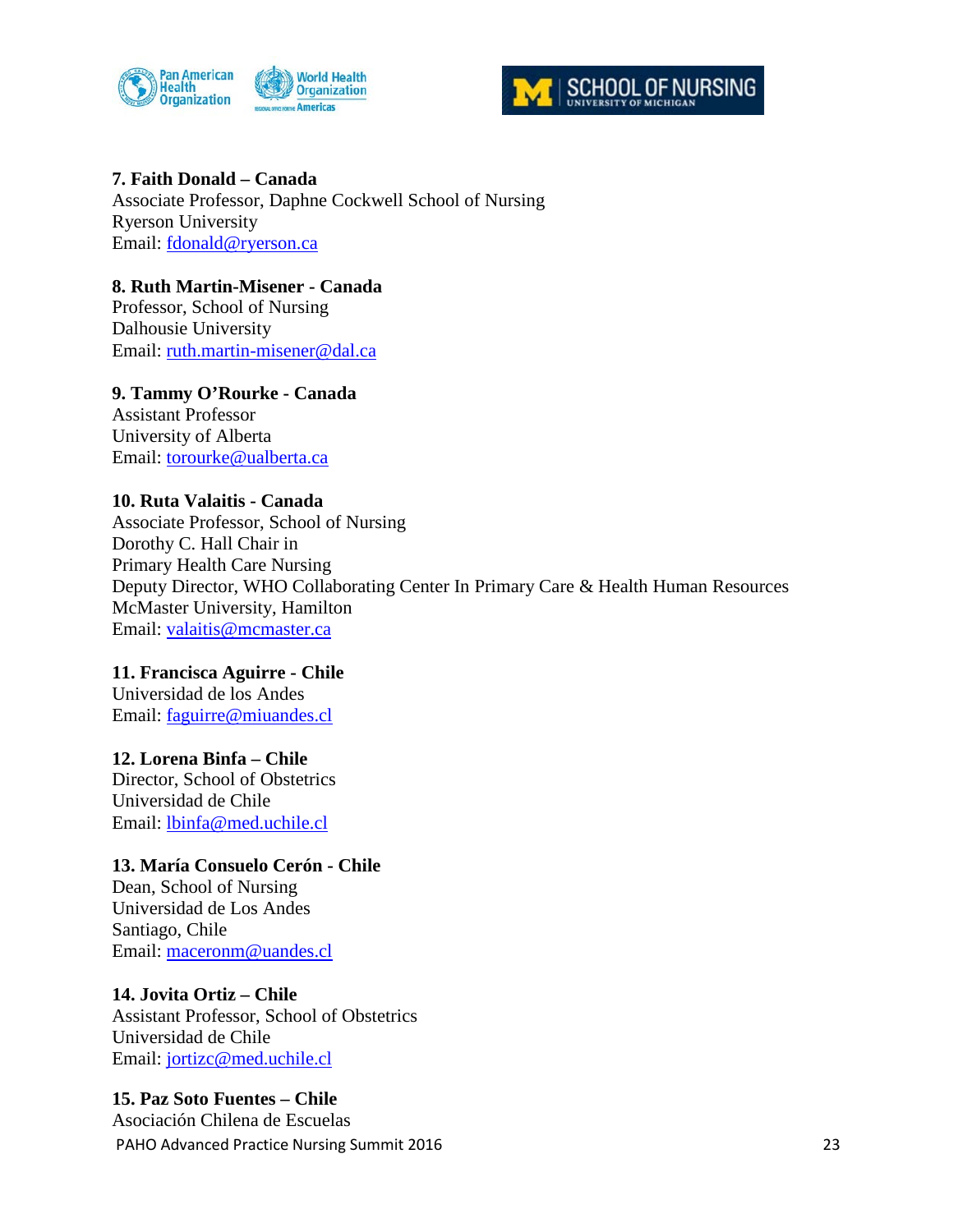**7. Faith Donald – Canada**
Associate Professor, Daphne Cockwell School of Nursing
Ryerson University
Email: fdonald@ryerson.ca

**8. Ruth Martin-Misener - Canada**
Professor, School of Nursing
Dalhousie University
Email: ruth.martin-misener@dal.ca

**9. Tammy O'Rourke - Canada**
Assistant Professor
University of Alberta
Email: torourke@ualberta.ca

**10. Ruta Valaitis - Canada**
Associate Professor, School of Nursing
Dorothy C. Hall Chair in
Primary Health Care Nursing
Deputy Director, WHO Collaborating Center In Primary Care & Health Human Resources
McMaster University, Hamilton
Email: valaitis@mcmaster.ca

**11. Francisca Aguirre - Chile**
Universidad de los Andes
Email: faguirre@miuandes.cl

**12. Lorena Binfa – Chile**
Director, School of Obstetrics
Universidad de Chile
Email: lbinfa@med.uchile.cl

**13. María Consuelo Cerón - Chile**
Dean, School of Nursing
Universidad de Los Andes
Santiago, Chile
Email: maceronm@uandes.cl

**14. Jovita Ortiz – Chile**
Assistant Professor, School of Obstetrics
Universidad de Chile
Email: jortizc@med.uchile.cl

**15. Paz Soto Fuentes – Chile**
Asociación Chilena de Escuelas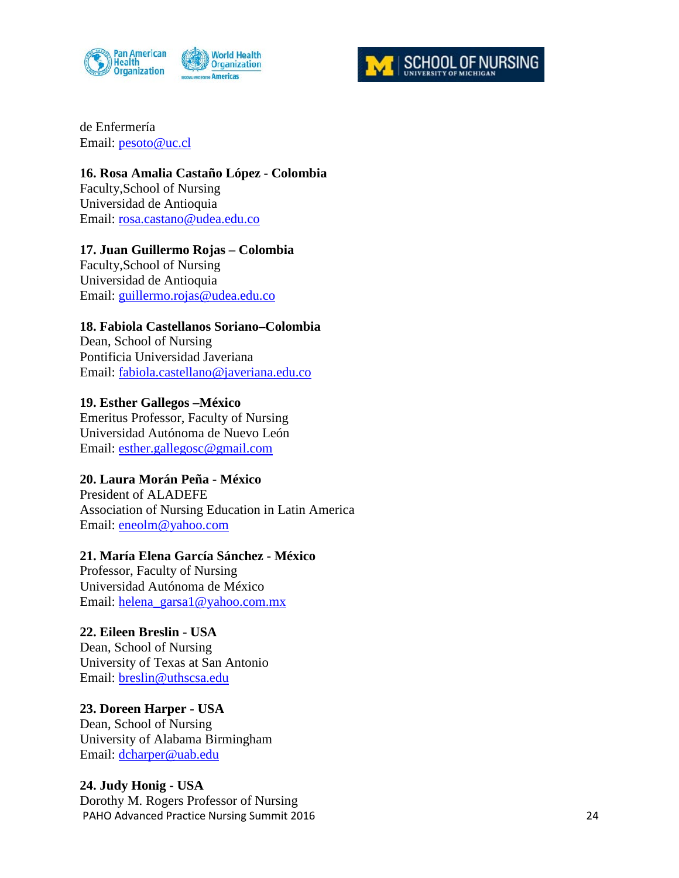de Enfermería
Email: pesoto@uc.cl

**16. Rosa Amalia Castaño López - Colombia**
Faculty,School of Nursing
Universidad de Antioquia
Email: rosa.castano@udea.edu.co

**17. Juan Guillermo Rojas – Colombia**
Faculty,School of Nursing
Universidad de Antioquia
Email: guillermo.rojas@udea.edu.co

**18. Fabiola Castellanos Soriano–Colombia**
Dean, School of Nursing
Pontificia Universidad Javeriana
Email: fabiola.castellano@javeriana.edu.co

**19. Esther Gallegos –México**
Emeritus Professor, Faculty of Nursing
Universidad Autónoma de Nuevo León
Email: esther.gallegosc@gmail.com

**20. Laura Morán Peña - México**
President of ALADEFE
Association of Nursing Education in Latin America
Email: eneolm@yahoo.com

**21. María Elena García Sánchez - México**
Professor, Faculty of Nursing
Universidad Autónoma de México
Email: helena_garsa1@yahoo.com.mx

**22. Eileen Breslin - USA**
Dean, School of Nursing
University of Texas at San Antonio
Email: breslin@uthscsa.edu

**23. Doreen Harper - USA**
Dean, School of Nursing
University of Alabama Birmingham
Email: dcharper@uab.edu

**24. Judy Honig - USA**
Dorothy M. Rogers Professor of Nursing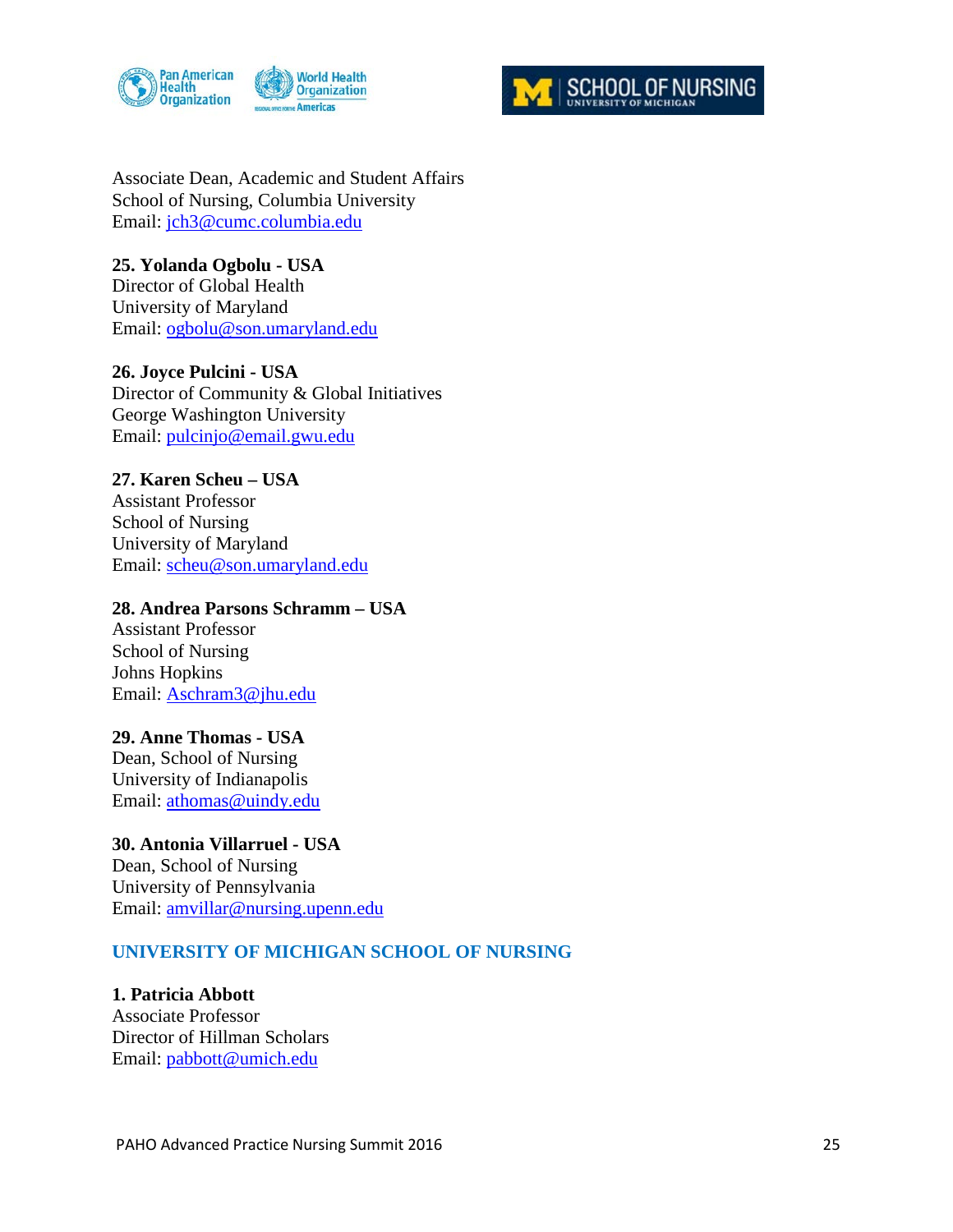Associate Dean, Academic and Student Affairs
School of Nursing, Columbia University
Email: jch3@cumc.columbia.edu

**25. Yolanda Ogbolu - USA**
Director of Global Health
University of Maryland
Email: ogbolu@son.umaryland.edu

**26. Joyce Pulcini - USA**
Director of Community & Global Initiatives
George Washington University
Email: pulcinjo@email.gwu.edu

**27. Karen Scheu – USA**
Assistant Professor
School of Nursing
University of Maryland
Email: scheu@son.umaryland.edu

**28. Andrea Parsons Schramm – USA**
Assistant Professor
School of Nursing
Johns Hopkins
Email: Aschram3@jhu.edu

**29. Anne Thomas - USA**
Dean, School of Nursing
University of Indianapolis
Email: athomas@uindy.edu

**30. Antonia Villarruel - USA**
Dean, School of Nursing
University of Pennsylvania
Email: amvillar@nursing.upenn.edu

## UNIVERSITY OF MICHIGAN SCHOOL OF NURSING

**1. Patricia Abbott**
Associate Professor
Director of Hillman Scholars
Email: pabbott@umich.edu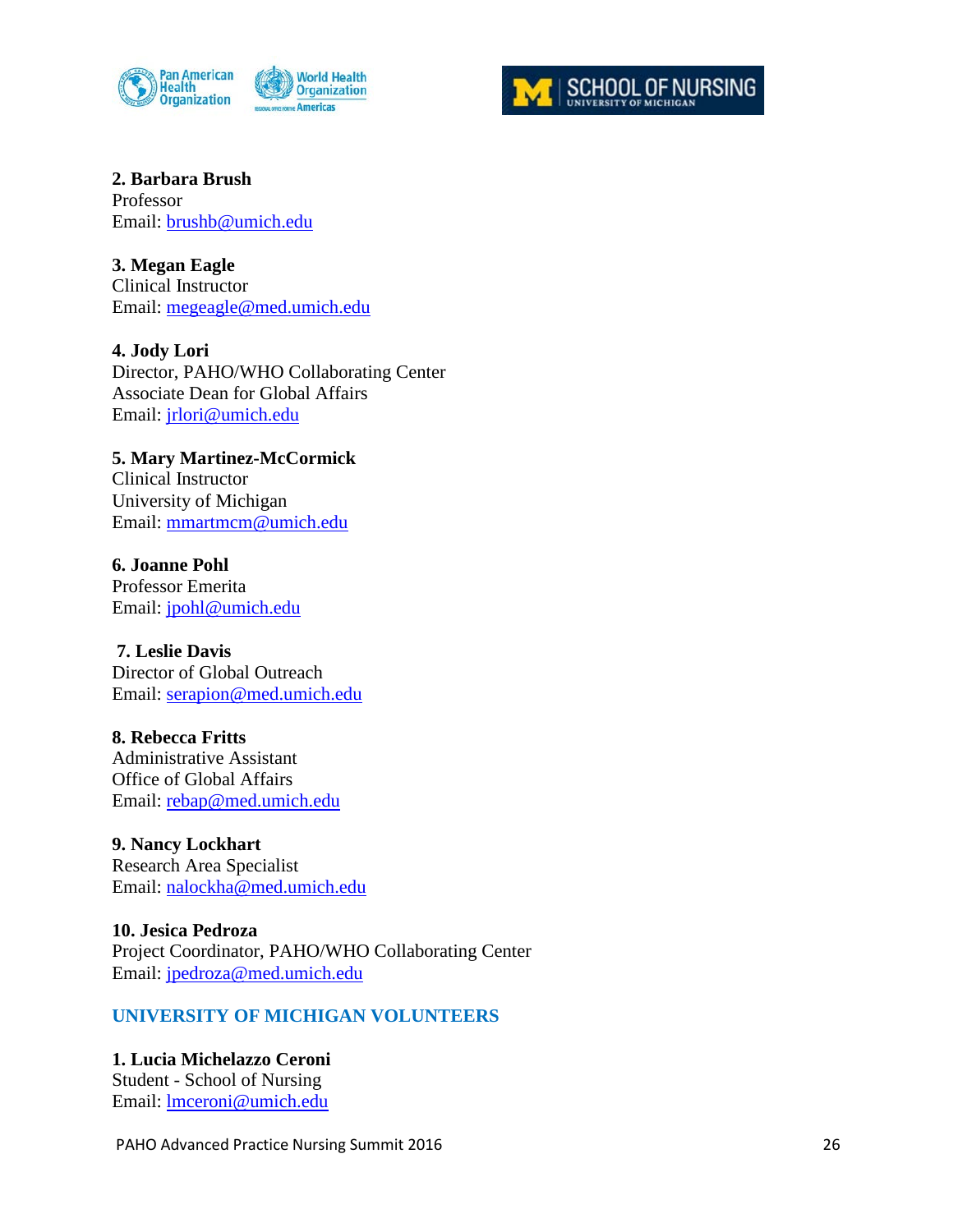**2. Barbara Brush**
Professor
Email: brushb@umich.edu

**3. Megan Eagle**
Clinical Instructor
Email: megeagle@med.umich.edu

**4. Jody Lori**
Director, PAHO/WHO Collaborating Center
Associate Dean for Global Affairs
Email: jrlori@umich.edu

**5. Mary Martinez-McCormick**
Clinical Instructor
University of Michigan
Email: mmartmcm@umich.edu

**6. Joanne Pohl**
Professor Emerita
Email: jpohl@umich.edu

**7. Leslie Davis**
Director of Global Outreach
Email: serapion@med.umich.edu

**8. Rebecca Fritts**
Administrative Assistant
Office of Global Affairs
Email: rebap@med.umich.edu

**9. Nancy Lockhart**
Research Area Specialist
Email: nalockha@med.umich.edu

**10. Jesica Pedroza**
Project Coordinator, PAHO/WHO Collaborating Center
Email: jpedroza@med.umich.edu

## UNIVERSITY OF MICHIGAN VOLUNTEERS

**1. Lucia Michelazzo Ceroni**
Student - School of Nursing
Email: lmceroni@umich.edu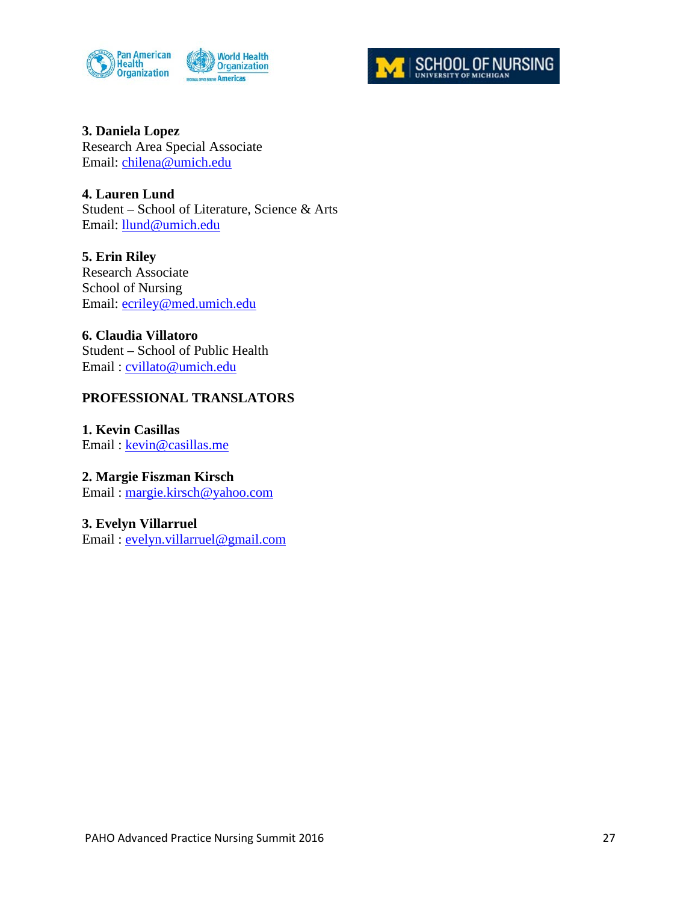**3. Daniela Lopez**
Research Area Special Associate
Email: chilena@umich.edu

**4. Lauren Lund**
Student – School of Literature, Science & Arts
Email: llund@umich.edu

**5. Erin Riley**
Research Associate
School of Nursing
Email: ecriley@med.umich.edu

**6. Claudia Villatoro**
Student – School of Public Health
Email : cvillato@umich.edu

## PROFESSIONAL TRANSLATORS

**1. Kevin Casillas**
Email : kevin@casillas.me

**2. Margie Fiszman Kirsch**
Email : margie.kirsch@yahoo.com

**3. Evelyn Villarruel**
Email : evelyn.villarruel@gmail.com